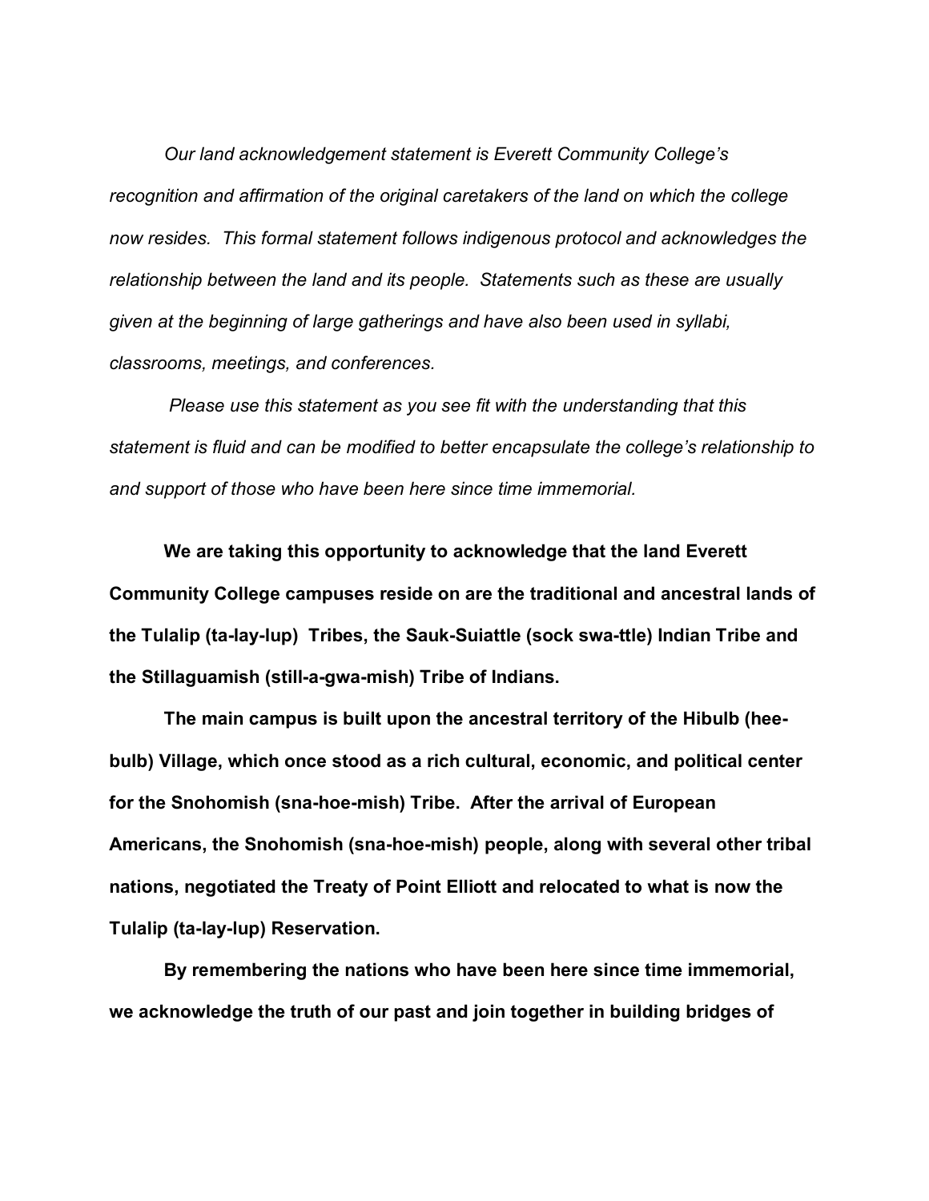*Our land acknowledgement statement is Everett Community College's recognition and affirmation of the original caretakers of the land on which the college now resides. This formal statement follows indigenous protocol and acknowledges the relationship between the land and its people. Statements such as these are usually given at the beginning of large gatherings and have also been used in syllabi, classrooms, meetings, and conferences.*

*Please use this statement as you see fit with the understanding that this statement is fluid and can be modified to better encapsulate the college's relationship to and support of those who have been here since time immemorial.*

**We are taking this opportunity to acknowledge that the land Everett Community College campuses reside on are the traditional and ancestral lands of the Tulalip (ta-lay-lup) Tribes, the Sauk-Suiattle (sock swa-ttle) Indian Tribe and the Stillaguamish (still-a-gwa-mish) Tribe of Indians.**

**The main campus is built upon the ancestral territory of the Hibulb (hee-bulb) Village, which once stood as a rich cultural, economic, and political center for the Snohomish (sna-hoe-mish) Tribe. After the arrival of European Americans, the Snohomish (sna-hoe-mish) people, along with several other tribal nations, negotiated the Treaty of Point Elliott and relocated to what is now the Tulalip (ta-lay-lup) Reservation.**

**By remembering the nations who have been here since time immemorial, we acknowledge the truth of our past and join together in building bridges of**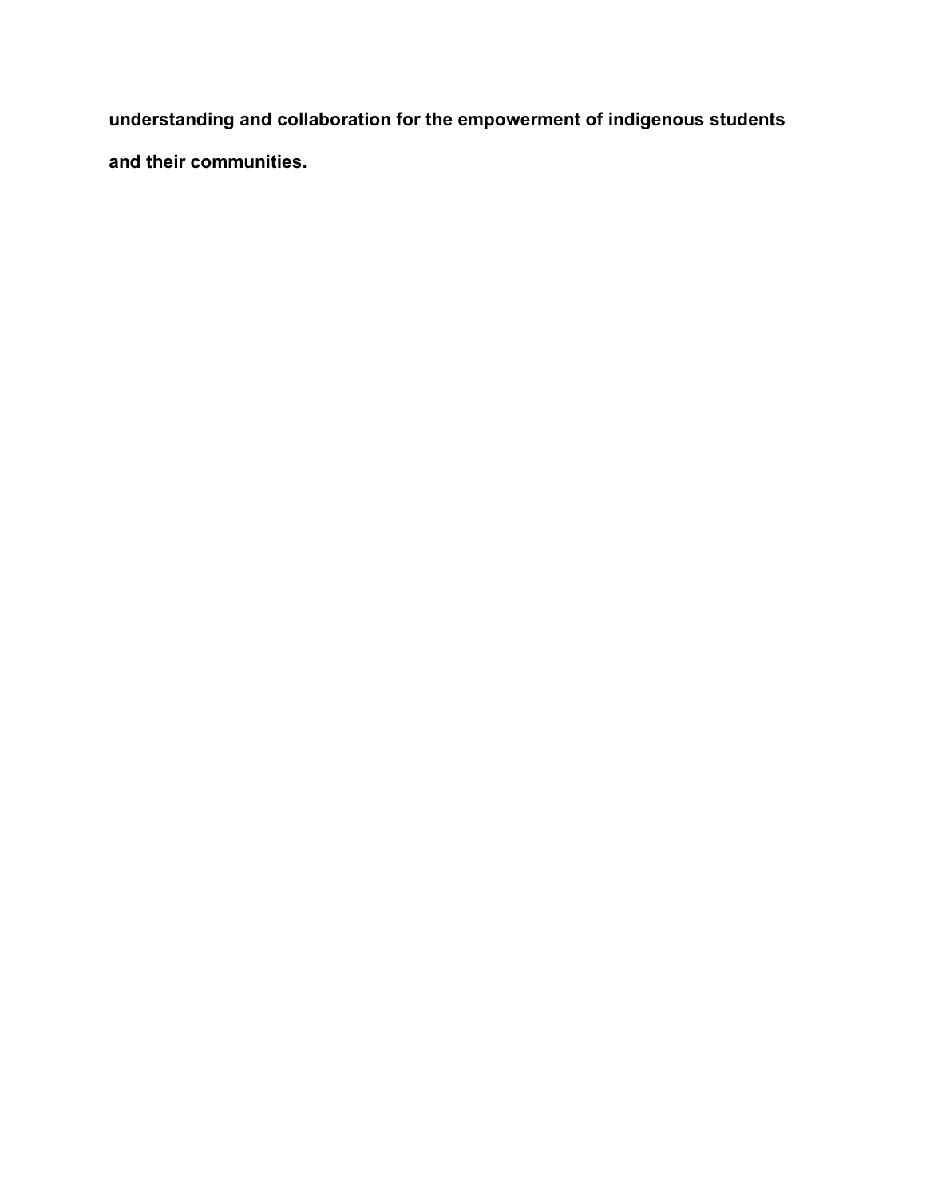**understanding and collaboration for the empowerment of indigenous students and their communities.**